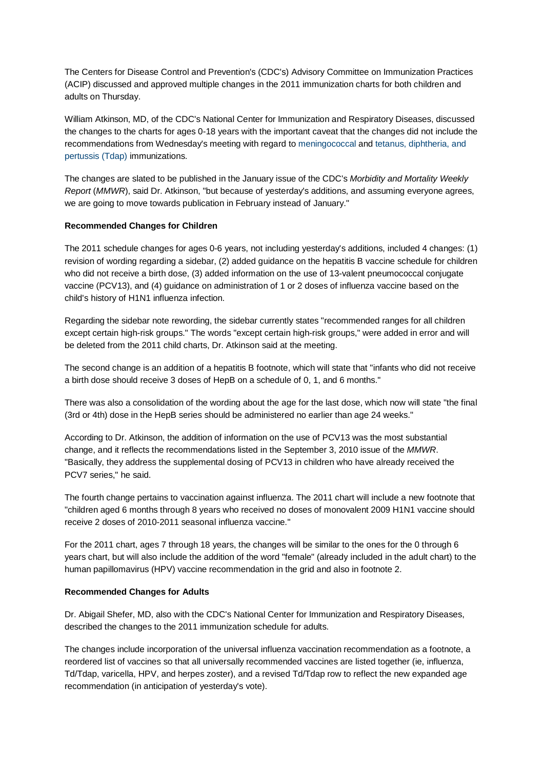The Centers for Disease Control and Prevention's (CDC's) Advisory Committee on Immunization Practices (ACIP) discussed and approved multiple changes in the 2011 immunization charts for both children and adults on Thursday.

William Atkinson, MD, of the CDC's National Center for Immunization and Respiratory Diseases, discussed the changes to the charts for ages 0-18 years with the important caveat that the changes did not include the recommendations from Wednesday's meeting with regard to meningococcal and tetanus, diphtheria, and pertussis (Tdap) immunizations.

The changes are slated to be published in the January issue of the CDC's *Morbidity and Mortality Weekly Report* (*MMWR*), said Dr. Atkinson, "but because of yesterday's additions, and assuming everyone agrees, we are going to move towards publication in February instead of January."

**Recommended Changes for Children**

The 2011 schedule changes for ages 0-6 years, not including yesterday's additions, included 4 changes: (1) revision of wording regarding a sidebar, (2) added guidance on the hepatitis B vaccine schedule for children who did not receive a birth dose, (3) added information on the use of 13-valent pneumococcal conjugate vaccine (PCV13), and (4) guidance on administration of 1 or 2 doses of influenza vaccine based on the child's history of H1N1 influenza infection.

Regarding the sidebar note rewording, the sidebar currently states "recommended ranges for all children except certain high-risk groups." The words "except certain high-risk groups," were added in error and will be deleted from the 2011 child charts, Dr. Atkinson said at the meeting.

The second change is an addition of a hepatitis B footnote, which will state that "infants who did not receive a birth dose should receive 3 doses of HepB on a schedule of 0, 1, and 6 months."

There was also a consolidation of the wording about the age for the last dose, which now will state "the final (3rd or 4th) dose in the HepB series should be administered no earlier than age 24 weeks."

According to Dr. Atkinson, the addition of information on the use of PCV13 was the most substantial change, and it reflects the recommendations listed in the September 3, 2010 issue of the *MMWR*. "Basically, they address the supplemental dosing of PCV13 in children who have already received the PCV7 series," he said.

The fourth change pertains to vaccination against influenza. The 2011 chart will include a new footnote that "children aged 6 months through 8 years who received no doses of monovalent 2009 H1N1 vaccine should receive 2 doses of 2010-2011 seasonal influenza vaccine."

For the 2011 chart, ages 7 through 18 years, the changes will be similar to the ones for the 0 through 6 years chart, but will also include the addition of the word "female" (already included in the adult chart) to the human papillomavirus (HPV) vaccine recommendation in the grid and also in footnote 2.

**Recommended Changes for Adults**

Dr. Abigail Shefer, MD, also with the CDC's National Center for Immunization and Respiratory Diseases, described the changes to the 2011 immunization schedule for adults.

The changes include incorporation of the universal influenza vaccination recommendation as a footnote, a reordered list of vaccines so that all universally recommended vaccines are listed together (ie, influenza, Td/Tdap, varicella, HPV, and herpes zoster), and a revised Td/Tdap row to reflect the new expanded age recommendation (in anticipation of yesterday's vote).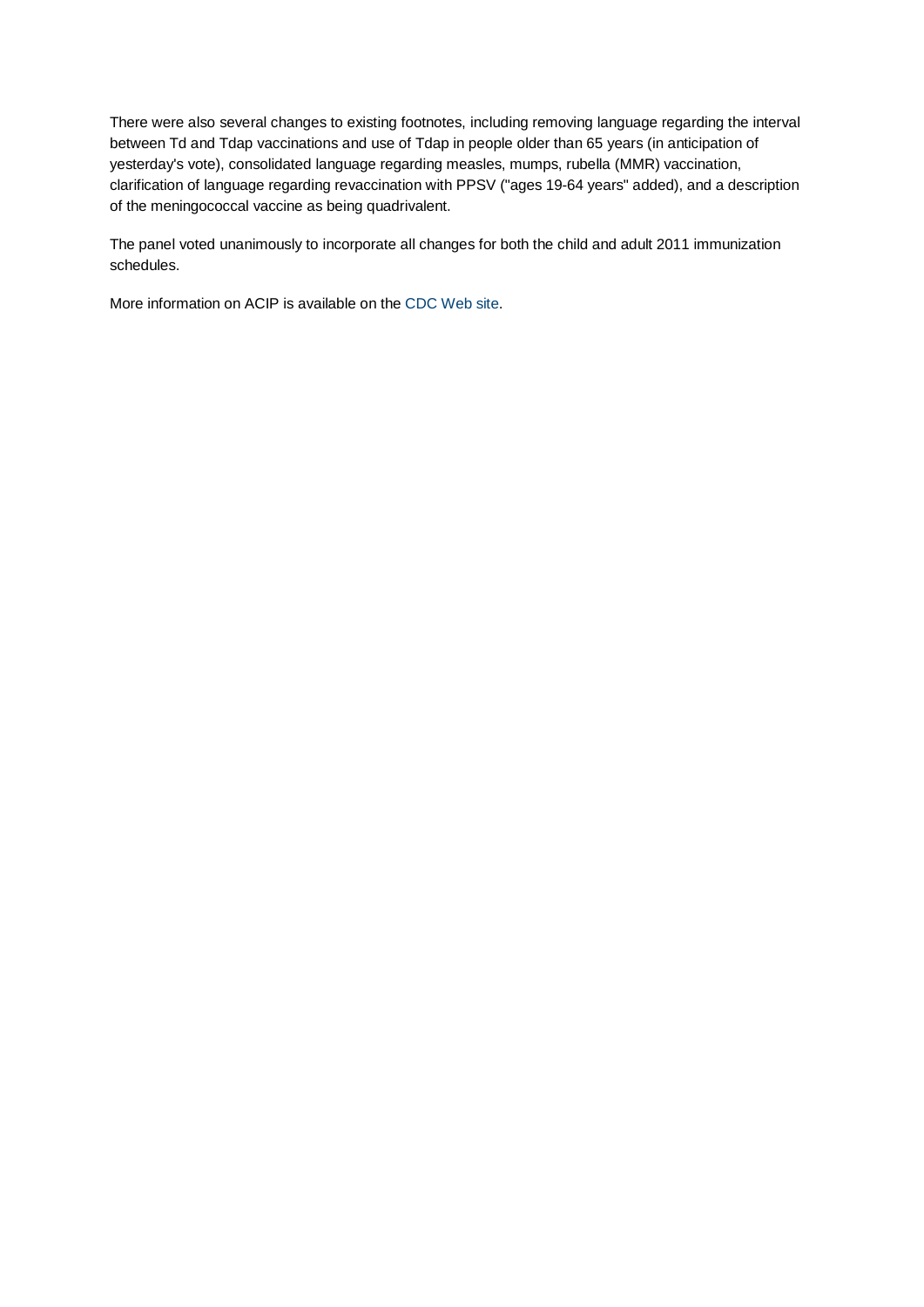There were also several changes to existing footnotes, including removing language regarding the interval between Td and Tdap vaccinations and use of Tdap in people older than 65 years (in anticipation of yesterday's vote), consolidated language regarding measles, mumps, rubella (MMR) vaccination, clarification of language regarding revaccination with PPSV ("ages 19-64 years" added), and a description of the meningococcal vaccine as being quadrivalent.

The panel voted unanimously to incorporate all changes for both the child and adult 2011 immunization schedules.

More information on ACIP is available on the CDC Web site.